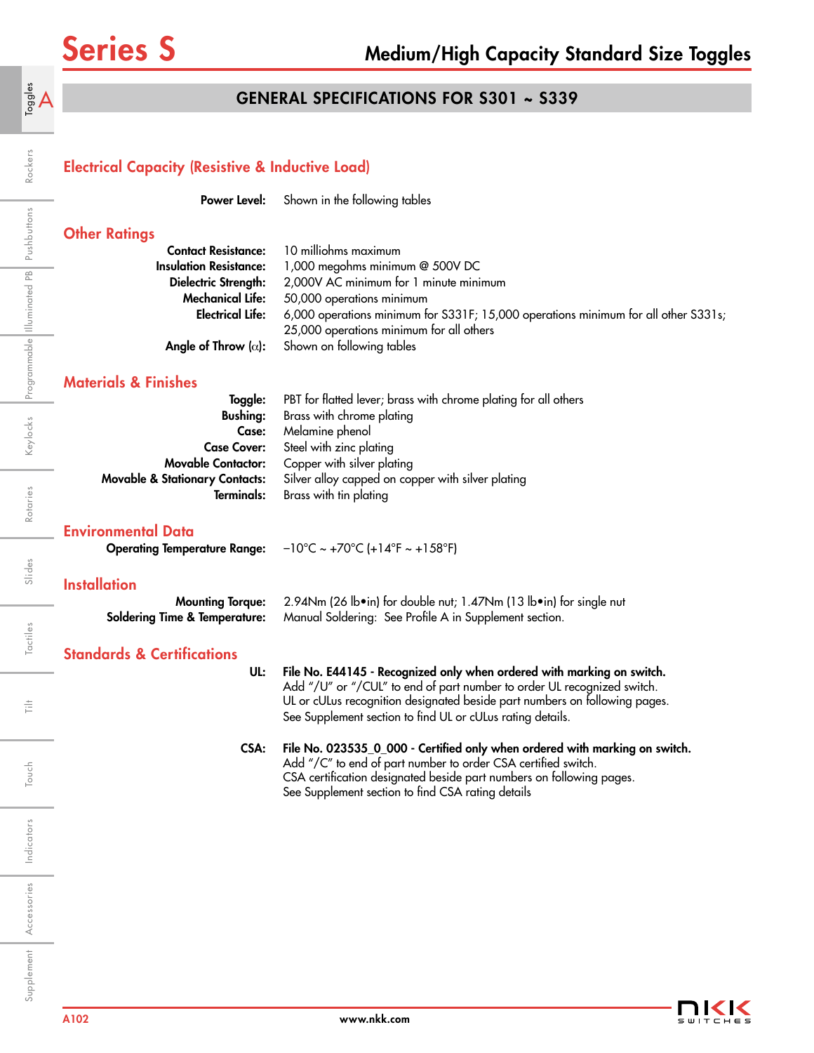# Series S

## Medium/High Capacity Standard Size Toggles

## GENERAL SPECIFICATIONS FOR S301 ~ S339

### Electrical Capacity (Resistive & Inductive Load)

**Power Level:** Shown in the following tables

### Other Ratings

**Contact Resistance:** 10 milliohms maximum
**Insulation Resistance:** 1,000 megohms minimum @ 500V DC
**Dielectric Strength:** 2,000V AC minimum for 1 minute minimum
**Mechanical Life:** 50,000 operations minimum
**Electrical Life:** 6,000 operations minimum for S331F; 15,000 operations minimum for all other S331s; 25,000 operations minimum for all others
**Angle of Throw ($\alpha$):** Shown on following tables

### Materials & Finishes

**Toggle:** PBT for flatted lever; brass with chrome plating for all others
**Bushing:** Brass with chrome plating
**Case:** Melamine phenol
**Case Cover:** Steel with zinc plating
**Movable Contactor:** Copper with silver plating
**Movable & Stationary Contacts:** Silver alloy capped on copper with silver plating
**Terminals:** Brass with tin plating

### Environmental Data

**Operating Temperature Range:** –10°C ~ +70°C (+14°F ~ +158°F)

### Installation

**Mounting Torque:** 2.94Nm (26 lb•in) for double nut; 1.47Nm (13 lb•in) for single nut
**Soldering Time & Temperature:** Manual Soldering: See Profile A in Supplement section.

### Standards & Certifications

**UL:** **File No. E44145 - Recognized only when ordered with marking on switch.**
Add "/U" or "/CUL" to end of part number to order UL recognized switch.
UL or cULus recognition designated beside part numbers on following pages.
See Supplement section to find UL or cULus rating details.

**CSA:** **File No. 023535_0_000 - Certified only when ordered with marking on switch.**
Add "/C" to end of part number to order CSA certified switch.
CSA certification designated beside part numbers on following pages.
See Supplement section to find CSA rating details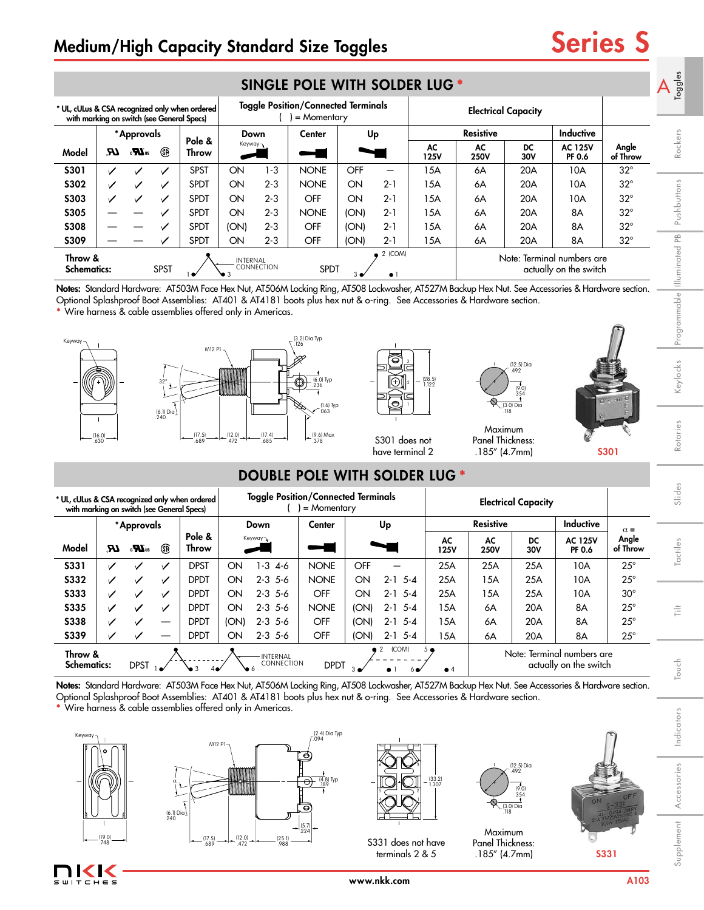# Medium/High Capacity Standard Size Toggles

## Series S

## SINGLE POLE WITH SOLDER LUG *

* UL, cULus & CSA recognized only when ordered with marking on switch (see General Specs)

| Model | UL | cULus | CSA | Pole & Throw | Down | | Center | Up | | AC 125V Resistive | AC 250V Resistive | DC 30V Resistive | AC 125V PF 0.6 Inductive | Angle of Throw |
|---|---|---|---|---|---|---|---|---|---|---|---|---|---|---|
| S301 | ✓ | ✓ | ✓ | SPST | ON | 1-3 | NONE | OFF | — | 15A | 6A | 20A | 10A | 32° |
| S302 | ✓ | ✓ | ✓ | SPDT | ON | 2-3 | NONE | ON | 2-1 | 15A | 6A | 20A | 10A | 32° |
| S303 | ✓ | ✓ | ✓ | SPDT | ON | 2-3 | OFF | ON | 2-1 | 15A | 6A | 20A | 10A | 32° |
| S305 | — | — | ✓ | SPDT | ON | 2-3 | NONE | (ON) | 2-1 | 15A | 6A | 20A | 8A | 32° |
| S308 | — | — | ✓ | SPDT | (ON) | 2-3 | OFF | (ON) | 2-1 | 15A | 6A | 20A | 8A | 32° |
| S309 | — | — | ✓ | SPDT | ON | 2-3 | OFF | (ON) | 2-1 | 15A | 6A | 20A | 8A | 32° |

Toggle Position/Connected Terminals ( ) = Momentary

Throw & Schematics: SPST, SPDT

Note: Terminal numbers are actually on the switch

**Notes:** Standard Hardware: AT503M Face Hex Nut, AT506M Locking Ring, AT508 Lockwasher, AT527M Backup Hex Nut. See Accessories & Hardware section. Optional Splashproof Boot Assemblies: AT401 & AT4181 boots plus hex nut & o-ring. See Accessories & Hardware section.
* Wire harness & cable assemblies offered only in Americas.

S301 does not have terminal 2

Maximum Panel Thickness: .185" (4.7mm)

S301

## DOUBLE POLE WITH SOLDER LUG *

* UL, cULus & CSA recognized only when ordered with marking on switch (see General Specs)

| Model | UL | cULus | CSA | Pole & Throw | Down | | Center | Up | | AC 125V Resistive | AC 250V Resistive | DC 30V Resistive | AC 125V PF 0.6 Inductive | α = Angle of Throw |
|---|---|---|---|---|---|---|---|---|---|---|---|---|---|---|
| S331 | ✓ | ✓ | ✓ | DPST | ON | 1-3 4-6 | NONE | OFF | — | 25A | 25A | 25A | 10A | 25° |
| S332 | ✓ | ✓ | ✓ | DPDT | ON | 2-3 5-6 | NONE | ON | 2-1 5-4 | 25A | 15A | 25A | 10A | 25° |
| S333 | ✓ | ✓ | ✓ | DPDT | ON | 2-3 5-6 | OFF | ON | 2-1 5-4 | 25A | 15A | 25A | 10A | 30° |
| S335 | ✓ | ✓ | ✓ | DPDT | ON | 2-3 5-6 | NONE | (ON) | 2-1 5-4 | 15A | 6A | 20A | 8A | 25° |
| S338 | ✓ | ✓ | — | DPDT | (ON) | 2-3 5-6 | OFF | (ON) | 2-1 5-4 | 15A | 6A | 20A | 8A | 25° |
| S339 | ✓ | ✓ | — | DPDT | ON | 2-3 5-6 | OFF | (ON) | 2-1 5-4 | 15A | 6A | 20A | 8A | 25° |

Toggle Position/Connected Terminals ( ) = Momentary

Throw & Schematics: DPST, DPDT

Note: Terminal numbers are actually on the switch

**Notes:** Standard Hardware: AT503M Face Hex Nut, AT506M Locking Ring, AT508 Lockwasher, AT527M Backup Hex Nut. See Accessories & Hardware section. Optional Splashproof Boot Assemblies: AT401 & AT4181 boots plus hex nut & o-ring. See Accessories & Hardware section.
* Wire harness & cable assemblies offered only in Americas.

S331 does not have terminals 2 & 5

Maximum Panel Thickness: .185" (4.7mm)

S331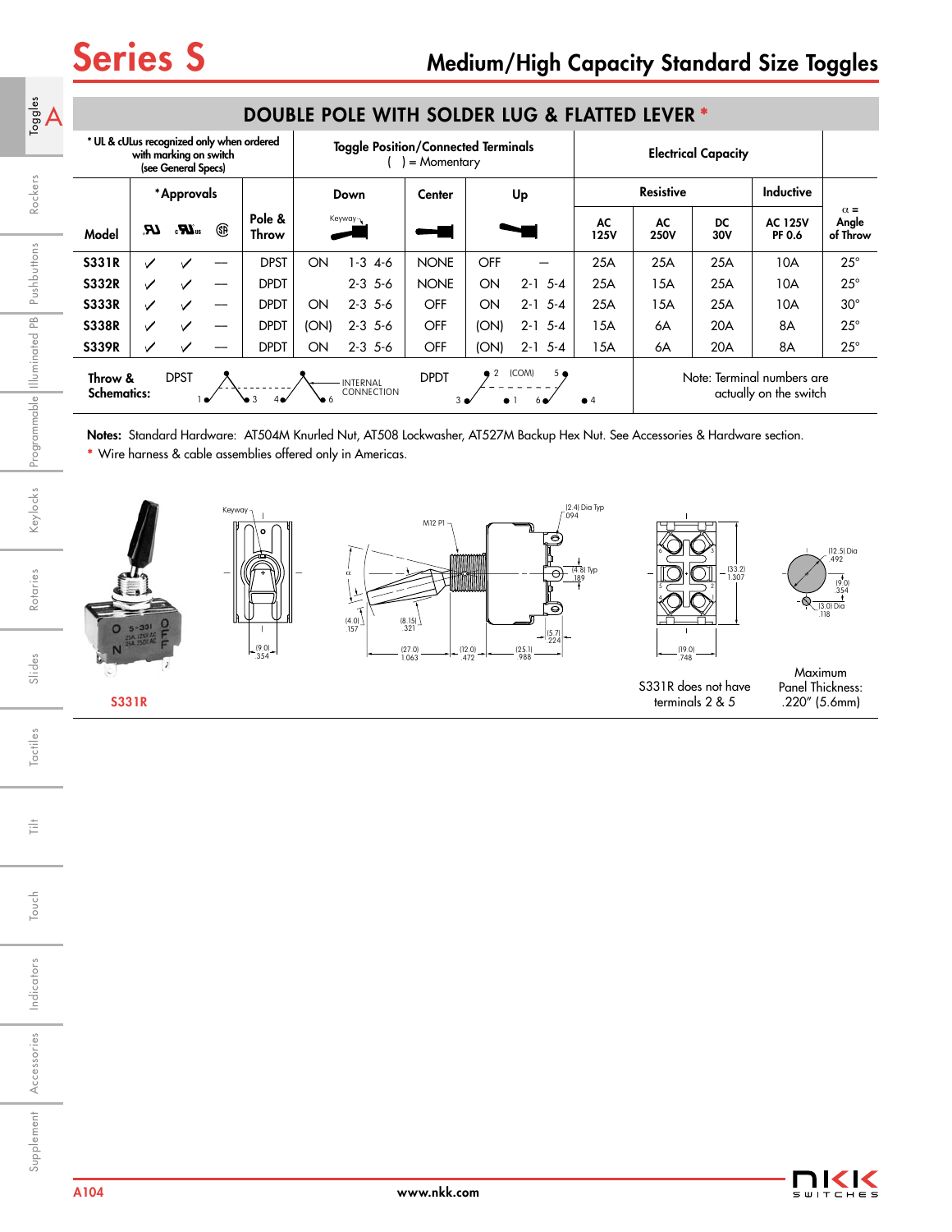# Series S

## Medium/High Capacity Standard Size Toggles

### DOUBLE POLE WITH SOLDER LUG & FLATTED LEVER *

| Model | *Approvals UL | cULus | CSA | Pole & Throw | Down | | Center | Up | | Resistive AC 125V | Resistive AC 250V | Resistive DC 30V | Inductive AC 125V PF 0.6 | α = Angle of Throw |
|---|---|---|---|---|---|---|---|---|---|---|---|---|---|---|
| S331R | ✓ | ✓ | — | DPST | ON | 1-3 4-6 | NONE | OFF | — | 25A | 25A | 25A | 10A | 25° |
| S332R | ✓ | ✓ | — | DPDT | | 2-3 5-6 | NONE | ON | 2-1 5-4 | 25A | 15A | 25A | 10A | 25° |
| S333R | ✓ | ✓ | — | DPDT | ON | 2-3 5-6 | OFF | ON | 2-1 5-4 | 25A | 15A | 25A | 10A | 30° |
| S338R | ✓ | ✓ | — | DPDT | (ON) | 2-3 5-6 | OFF | (ON) | 2-1 5-4 | 15A | 6A | 20A | 8A | 25° |
| S339R | ✓ | ✓ | — | DPDT | ON | 2-3 5-6 | OFF | (ON) | 2-1 5-4 | 15A | 6A | 20A | 8A | 25° |

* UL & cULus recognized only when ordered with marking on switch (see General Specs)

Toggle Position/Connected Terminals ( ) = Momentary

Throw & Schematics: DPST, DPDT (INTERNAL CONNECTION)

Note: Terminal numbers are actually on the switch

**Notes:** Standard Hardware: AT504M Knurled Nut, AT508 Lockwasher, AT527M Backup Hex Nut. See Accessories & Hardware section.

* Wire harness & cable assemblies offered only in Americas.

S331R

S331R does not have terminals 2 & 5

Maximum Panel Thickness: .220" (5.6mm)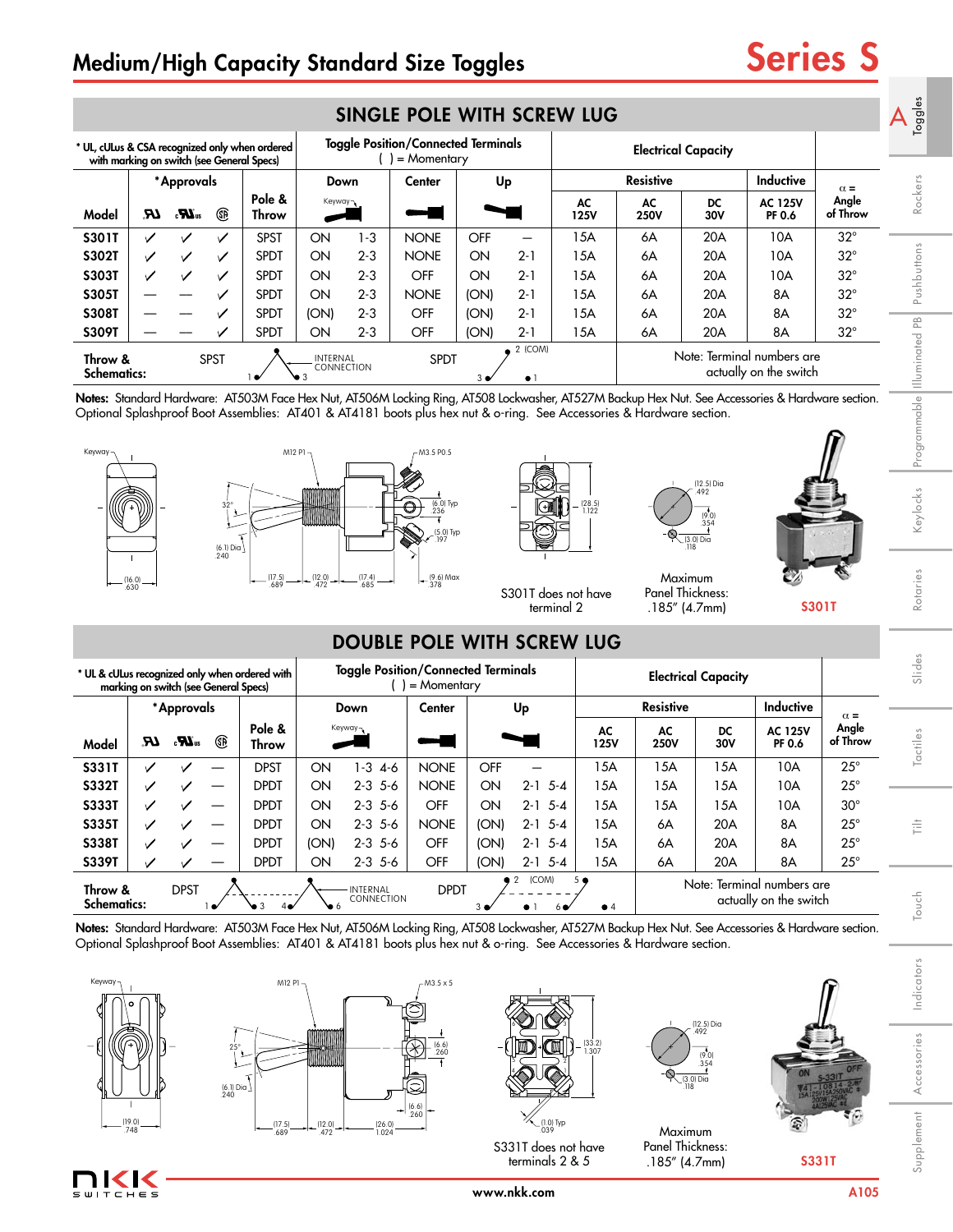# Medium/High Capacity Standard Size Toggles

## Series S

### SINGLE POLE WITH SCREW LUG

* UL, cULus & CSA recognized only when ordered with marking on switch (see General Specs)

| Model | *Approvals UL | cULus | CSA | Pole & Throw | Toggle Position/Connected Terminals ( ) = Momentary — Down | | Center | Up | | Electrical Capacity — Resistive AC 125V | AC 250V | DC 30V | Inductive AC 125V PF 0.6 | α = Angle of Throw |
|---|---|---|---|---|---|---|---|---|---|---|---|---|---|---|
| S301T | ✓ | ✓ | ✓ | SPST | ON | 1-3 | NONE | OFF | — | 15A | 6A | 20A | 10A | 32° |
| S302T | ✓ | ✓ | ✓ | SPDT | ON | 2-3 | NONE | ON | 2-1 | 15A | 6A | 20A | 10A | 32° |
| S303T | ✓ | ✓ | ✓ | SPDT | ON | 2-3 | OFF | ON | 2-1 | 15A | 6A | 20A | 10A | 32° |
| S305T | — | — | ✓ | SPDT | ON | 2-3 | NONE | (ON) | 2-1 | 15A | 6A | 20A | 8A | 32° |
| S308T | — | — | ✓ | SPDT | (ON) | 2-3 | OFF | (ON) | 2-1 | 15A | 6A | 20A | 8A | 32° |
| S309T | — | — | ✓ | SPDT | ON | 2-3 | OFF | (ON) | 2-1 | 15A | 6A | 20A | 8A | 32° |

Throw & Schematics: SPST, SPDT (INTERNAL CONNECTION). Note: Terminal numbers are actually on the switch

**Notes:** Standard Hardware: AT503M Face Hex Nut, AT506M Locking Ring, AT508 Lockwasher, AT527M Backup Hex Nut. See Accessories & Hardware section. Optional Splashproof Boot Assemblies: AT401 & AT4181 boots plus hex nut & o-ring. See Accessories & Hardware section.

S301T does not have terminal 2

Maximum Panel Thickness: .185" (4.7mm)

S301T

### DOUBLE POLE WITH SCREW LUG

* UL & cULus recognized only when ordered with marking on switch (see General Specs)

| Model | *Approvals UL | cULus | CSA | Pole & Throw | Toggle Position/Connected Terminals ( ) = Momentary — Down | | Center | Up | | Electrical Capacity — Resistive AC 125V | AC 250V | DC 30V | Inductive AC 125V PF 0.6 | α = Angle of Throw |
|---|---|---|---|---|---|---|---|---|---|---|---|---|---|---|
| S331T | ✓ | ✓ | — | DPST | ON | 1-3 4-6 | NONE | OFF | — | 15A | 15A | 15A | 10A | 25° |
| S332T | ✓ | ✓ | — | DPDT | ON | 2-3 5-6 | NONE | ON | 2-1 5-4 | 15A | 15A | 15A | 10A | 25° |
| S333T | ✓ | ✓ | — | DPDT | ON | 2-3 5-6 | OFF | ON | 2-1 5-4 | 15A | 15A | 15A | 10A | 30° |
| S335T | ✓ | ✓ | — | DPDT | ON | 2-3 5-6 | NONE | (ON) | 2-1 5-4 | 15A | 6A | 20A | 8A | 25° |
| S338T | ✓ | ✓ | — | DPDT | (ON) | 2-3 5-6 | OFF | (ON) | 2-1 5-4 | 15A | 6A | 20A | 8A | 25° |
| S339T | ✓ | ✓ | — | DPDT | ON | 2-3 5-6 | OFF | (ON) | 2-1 5-4 | 15A | 6A | 20A | 8A | 25° |

Throw & Schematics: DPST, DPDT (INTERNAL CONNECTION). Note: Terminal numbers are actually on the switch

**Notes:** Standard Hardware: AT503M Face Hex Nut, AT506M Locking Ring, AT508 Lockwasher, AT527M Backup Hex Nut. See Accessories & Hardware section. Optional Splashproof Boot Assemblies: AT401 & AT4181 boots plus hex nut & o-ring. See Accessories & Hardware section.

S331T does not have terminals 2 & 5

Maximum Panel Thickness: .185" (4.7mm)

S331T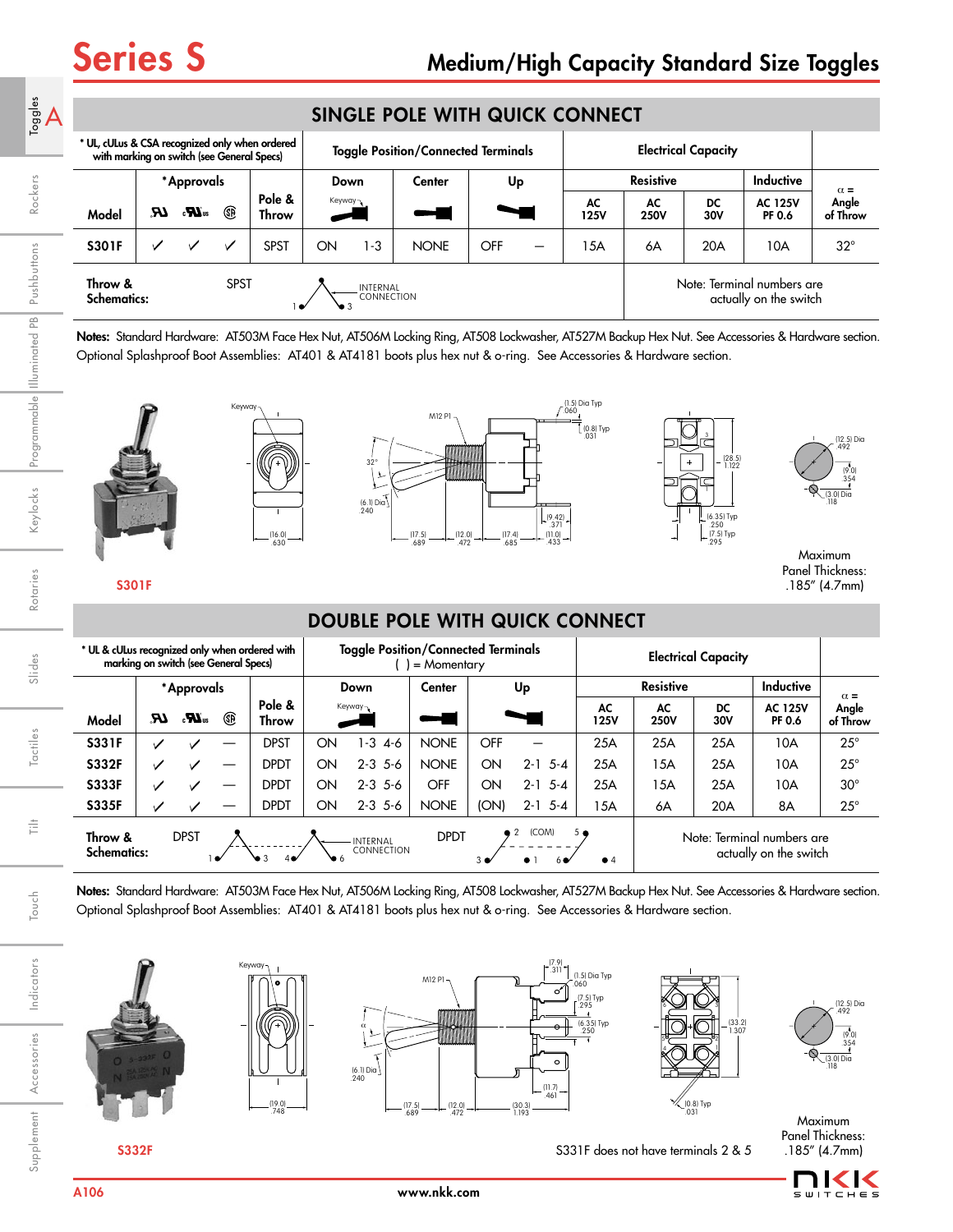# Series S

## Medium/High Capacity Standard Size Toggles

### SINGLE POLE WITH QUICK CONNECT

| Model | UL | cULus | CSA | Pole & Throw | Down | | Center | Up | | Resistive AC 125V | Resistive AC 250V | Resistive DC 30V | Inductive AC 125V PF 0.6 | α = Angle of Throw |
|---|---|---|---|---|---|---|---|---|---|---|---|---|---|---|
| S301F | ✓ | ✓ | ✓ | SPST | ON | 1-3 | NONE | OFF | — | 15A | 6A | 20A | 10A | 32° |

\* UL, cULus & CSA recognized only when ordered with marking on switch (see General Specs)

Toggle Position/Connected Terminals; Electrical Capacity

**Throw & Schematics:** SPST — INTERNAL CONNECTION (1, 3)

Note: Terminal numbers are actually on the switch

**Notes:** Standard Hardware: AT503M Face Hex Nut, AT506M Locking Ring, AT508 Lockwasher, AT527M Backup Hex Nut. See Accessories & Hardware section. Optional Splashproof Boot Assemblies: AT401 & AT4181 boots plus hex nut & o-ring. See Accessories & Hardware section.

S301F

Maximum Panel Thickness: .185" (4.7mm)

### DOUBLE POLE WITH QUICK CONNECT

| Model | UL | cULus | CSA | Pole & Throw | Down | | Center | Up | | Resistive AC 125V | Resistive AC 250V | Resistive DC 30V | Inductive AC 125V PF 0.6 | α = Angle of Throw |
|---|---|---|---|---|---|---|---|---|---|---|---|---|---|---|
| S331F | ✓ | ✓ | — | DPST | ON | 1-3 4-6 | NONE | OFF | — | 25A | 25A | 25A | 10A | 25° |
| S332F | ✓ | ✓ | — | DPDT | ON | 2-3 5-6 | NONE | ON | 2-1 5-4 | 25A | 15A | 25A | 10A | 25° |
| S333F | ✓ | ✓ | — | DPDT | ON | 2-3 5-6 | OFF | ON | 2-1 5-4 | 25A | 15A | 25A | 10A | 30° |
| S335F | ✓ | ✓ | — | DPDT | ON | 2-3 5-6 | NONE | (ON) | 2-1 5-4 | 15A | 6A | 20A | 8A | 25° |

\* UL & cULus recognized only when ordered with marking on switch (see General Specs)

Toggle Position/Connected Terminals ( ) = Momentary; Electrical Capacity

**Throw & Schematics:** DPST — INTERNAL CONNECTION (1, 3, 4, 6); DPDT (2 (COM), 5, 3, 1, 6, 4)

Note: Terminal numbers are actually on the switch

**Notes:** Standard Hardware: AT503M Face Hex Nut, AT506M Locking Ring, AT508 Lockwasher, AT527M Backup Hex Nut. See Accessories & Hardware section. Optional Splashproof Boot Assemblies: AT401 & AT4181 boots plus hex nut & o-ring. See Accessories & Hardware section.

S332F

S331F does not have terminals 2 & 5

Maximum Panel Thickness: .185" (4.7mm)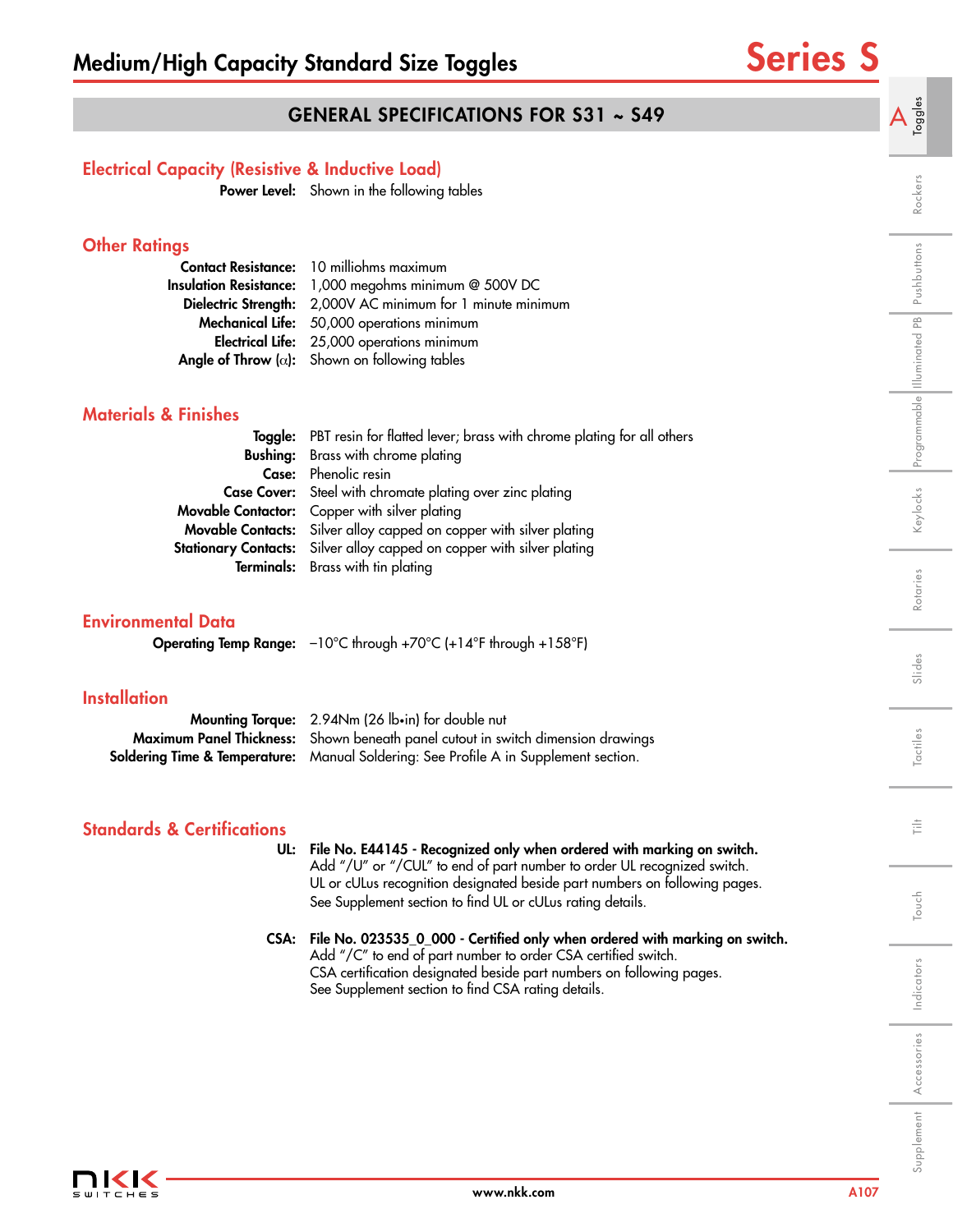# Medium/High Capacity Standard Size Toggles

## Series S

## GENERAL SPECIFICATIONS FOR S31 ~ S49

### Electrical Capacity (Resistive & Inductive Load)

**Power Level:** Shown in the following tables

### Other Ratings

**Contact Resistance:** 10 milliohms maximum
**Insulation Resistance:** 1,000 megohms minimum @ 500V DC
**Dielectric Strength:** 2,000V AC minimum for 1 minute minimum
**Mechanical Life:** 50,000 operations minimum
**Electrical Life:** 25,000 operations minimum
**Angle of Throw ($\alpha$):** Shown on following tables

### Materials & Finishes

**Toggle:** PBT resin for flatted lever; brass with chrome plating for all others
**Bushing:** Brass with chrome plating
**Case:** Phenolic resin
**Case Cover:** Steel with chromate plating over zinc plating
**Movable Contactor:** Copper with silver plating
**Movable Contacts:** Silver alloy capped on copper with silver plating
**Stationary Contacts:** Silver alloy capped on copper with silver plating
**Terminals:** Brass with tin plating

### Environmental Data

**Operating Temp Range:** –10°C through +70°C (+14°F through +158°F)

### Installation

**Mounting Torque:** 2.94Nm (26 lb•in) for double nut
**Maximum Panel Thickness:** Shown beneath panel cutout in switch dimension drawings
**Soldering Time & Temperature:** Manual Soldering: See Profile A in Supplement section.

### Standards & Certifications

**UL:** **File No. E44145 - Recognized only when ordered with marking on switch.**
Add "/U" or "/CUL" to end of part number to order UL recognized switch.
UL or cULus recognition designated beside part numbers on following pages.
See Supplement section to find UL or cULus rating details.

**CSA:** **File No. 023535_0_000 - Certified only when ordered with marking on switch.**
Add "/C" to end of part number to order CSA certified switch.
CSA certification designated beside part numbers on following pages.
See Supplement section to find CSA rating details.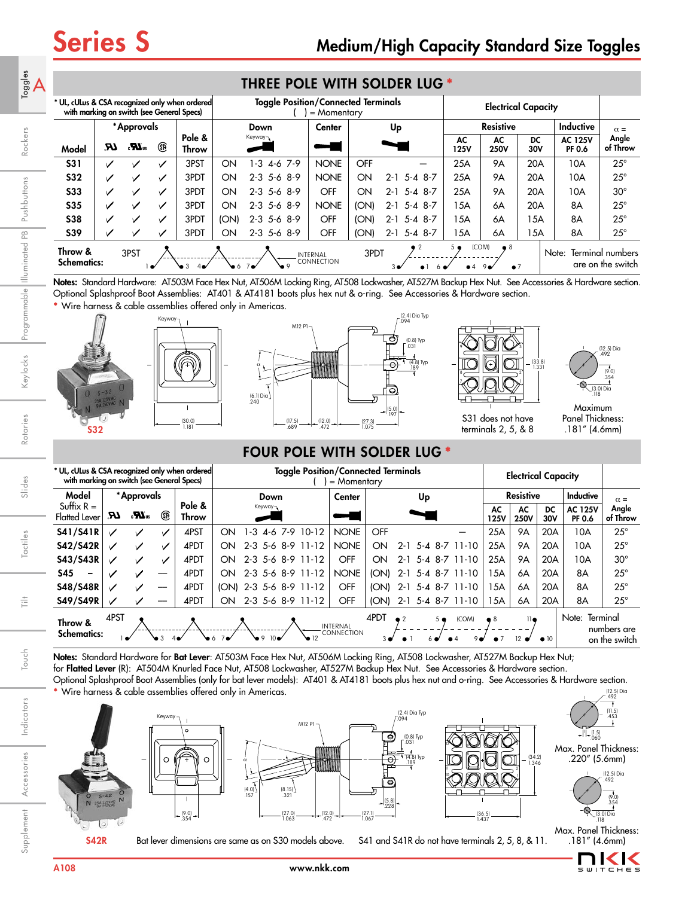# Series S

## Medium/High Capacity Standard Size Toggles

## THREE POLE WITH SOLDER LUG *

| Model | Approvals UL | Approvals cULus | Approvals CSA | Pole & Throw | Down (Keyway) | | Center | Up | | Resistive AC 125V | Resistive AC 250V | Resistive DC 30V | Inductive AC 125V PF 0.6 | α = Angle of Throw |
|---|---|---|---|---|---|---|---|---|---|---|---|---|---|---|
| S31 | ✓ | ✓ | ✓ | 3PST | ON | 1-3 4-6 7-9 | NONE | OFF | — | 25A | 9A | 20A | 10A | 25° |
| S32 | ✓ | ✓ | ✓ | 3PDT | ON | 2-3 5-6 8-9 | NONE | ON | 2-1 5-4 8-7 | 25A | 9A | 20A | 10A | 25° |
| S33 | ✓ | ✓ | ✓ | 3PDT | ON | 2-3 5-6 8-9 | OFF | ON | 2-1 5-4 8-7 | 25A | 9A | 20A | 10A | 30° |
| S35 | ✓ | ✓ | ✓ | 3PDT | ON | 2-3 5-6 8-9 | NONE | (ON) | 2-1 5-4 8-7 | 15A | 6A | 20A | 8A | 25° |
| S38 | ✓ | ✓ | ✓ | 3PDT | (ON) | 2-3 5-6 8-9 | OFF | (ON) | 2-1 5-4 8-7 | 15A | 6A | 15A | 8A | 25° |
| S39 | ✓ | ✓ | ✓ | 3PDT | ON | 2-3 5-6 8-9 | OFF | (ON) | 2-1 5-4 8-7 | 15A | 6A | 15A | 8A | 25° |

\* UL, cULus & CSA recognized only when ordered with marking on switch (see General Specs)

Toggle Position/Connected Terminals ( ) = Momentary

Throw & Schematics: 3PST, 3PDT — INTERNAL CONNECTION (COM)

Note: Terminal numbers are on the switch

**Notes:** Standard Hardware: AT503M Face Hex Nut, AT506M Locking Ring, AT508 Lockwasher, AT527M Backup Hex Nut. See Accessories & Hardware section.
Optional Splashproof Boot Assemblies: AT401 & AT4181 boots plus hex nut & o-ring. See Accessories & Hardware section.
\* Wire harness & cable assemblies offered only in Americas.

S32

S31 does not have terminals 2, 5, & 8

Maximum Panel Thickness: .181" (4.6mm)

## FOUR POLE WITH SOLDER LUG *

| Model Suffix R = Flatted Lever | Approvals UL | Approvals cULus | Approvals CSA | Pole & Throw | Down (Keyway) | | Center | Up | | Resistive AC 125V | Resistive AC 250V | Resistive DC 30V | Inductive AC 125V PF 0.6 | α = Angle of Throw |
|---|---|---|---|---|---|---|---|---|---|---|---|---|---|---|
| S41/S41R | ✓ | ✓ | ✓ | 4PST | ON | 1-3 4-6 7-9 10-12 | NONE | OFF | — | 25A | 9A | 20A | 10A | 25° |
| S42/S42R | ✓ | ✓ | ✓ | 4PDT | ON | 2-3 5-6 8-9 11-12 | NONE | ON | 2-1 5-4 8-7 11-10 | 25A | 9A | 20A | 10A | 25° |
| S43/S43R | ✓ | ✓ | ✓ | 4PDT | ON | 2-3 5-6 8-9 11-12 | OFF | ON | 2-1 5-4 8-7 11-10 | 25A | 9A | 20A | 10A | 30° |
| S45 – | ✓ | ✓ | — | 4PDT | ON | 2-3 5-6 8-9 11-12 | NONE | (ON) | 2-1 5-4 8-7 11-10 | 15A | 6A | 20A | 8A | 25° |
| S48/S48R | ✓ | ✓ | — | 4PDT | (ON) | 2-3 5-6 8-9 11-12 | OFF | (ON) | 2-1 5-4 8-7 11-10 | 15A | 6A | 20A | 8A | 25° |
| S49/S49R | ✓ | ✓ | — | 4PDT | ON | 2-3 5-6 8-9 11-12 | OFF | (ON) | 2-1 5-4 8-7 11-10 | 15A | 6A | 20A | 8A | 25° |

\* UL, cULus & CSA recognized only when ordered with marking on switch (see General Specs)

Toggle Position/Connected Terminals ( ) = Momentary

Throw & Schematics: 4PST, 4PDT — INTERNAL CONNECTION (COM)

Note: Terminal numbers are on the switch

**Notes:** Standard Hardware for **Bat Lever**: AT503M Face Hex Nut, AT506M Locking Ring, AT508 Lockwasher, AT527M Backup Hex Nut;
for **Flatted Lever** (R): AT504M Knurled Face Nut, AT508 Lockwasher, AT527M Backup Hex Nut. See Accessories & Hardware section.
Optional Splashproof Boot Assemblies (only for bat lever models): AT401 & AT4181 boots plus hex nut and o-ring. See Accessories & Hardware section.
\* Wire harness & cable assemblies offered only in Americas.

S42R

Bat lever dimensions are same as on S30 models above.

S41 and S41R do not have terminals 2, 5, 8, & 11.

Max. Panel Thickness: .220" (5.6mm)

Max. Panel Thickness: .181" (4.6mm)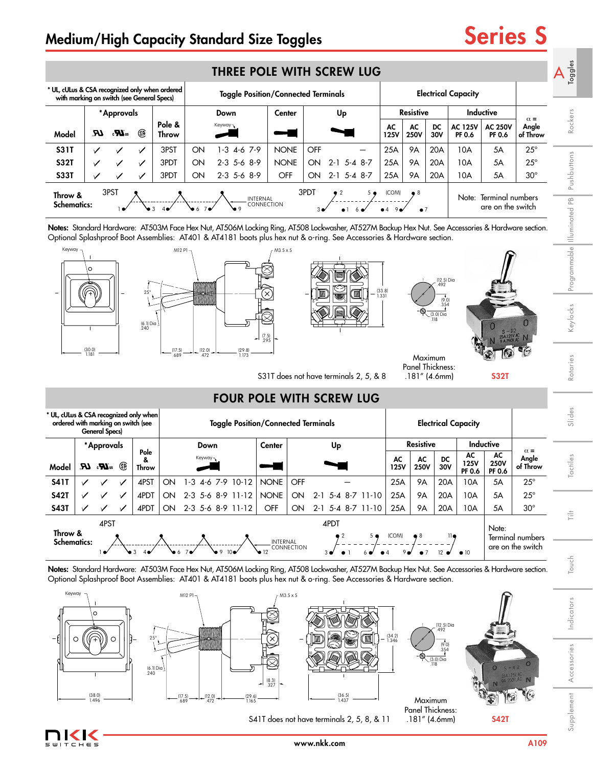# Medium/High Capacity Standard Size Toggles

# Series S

## THREE POLE WITH SCREW LUG

\* UL, cULus & CSA recognized only when ordered with marking on switch (see General Specs)

| Model | UL | cULus | CSA | Pole & Throw | Down (Keyway) | | Center | Up | | Resistive AC 125V | Resistive AC 250V | Resistive DC 30V | Inductive AC 125V PF 0.6 | Inductive AC 250V PF 0.6 | α = Angle of Throw |
|---|---|---|---|---|---|---|---|---|---|---|---|---|---|---|---|
| S31T | ✓ | ✓ | ✓ | 3PST | ON | 1-3 4-6 7-9 | NONE | OFF | — | 25A | 9A | 20A | 10A | 5A | 25° |
| S32T | ✓ | ✓ | ✓ | 3PDT | ON | 2-3 5-6 8-9 | NONE | ON | 2-1 5-4 8-7 | 25A | 9A | 20A | 10A | 5A | 25° |
| S33T | ✓ | ✓ | ✓ | 3PDT | ON | 2-3 5-6 8-9 | OFF | ON | 2-1 5-4 8-7 | 25A | 9A | 20A | 10A | 5A | 30° |

Throw & Schematics: 3PST, 3PDT. INTERNAL CONNECTION. (COM)

Note: Terminal numbers are on the switch

**Notes:** Standard Hardware: AT503M Face Hex Nut, AT506M Locking Ring, AT508 Lockwasher, AT527M Backup Hex Nut. See Accessories & Hardware section. Optional Splashproof Boot Assemblies: AT401 & AT4181 boots plus hex nut & o-ring. See Accessories & Hardware section.

Keyway; M12 P1; M3.5 x 5; 25°; (6.1) Dia .240; (30.0) 1.181; (17.5) .689; (12.0) .472; (29.8) 1.173; (7.5) .295; (33.8) 1.331; (12.5) Dia .492; (9.0) .354; (3.0) Dia .118

S31T does not have terminals 2, 5, & 8

Maximum Panel Thickness: .181″ (4.6mm)

S32T

## FOUR POLE WITH SCREW LUG

\* UL, cULus & CSA recognized only when ordered with marking on switch (see General Specs)

| Model | UL | cULus | CSA | Pole & Throw | Down (Keyway) | | Center | Up | | Resistive AC 125V | Resistive AC 250V | Resistive DC 30V | Inductive AC 125V PF 0.6 | Inductive AC 250V PF 0.6 | α = Angle of Throw |
|---|---|---|---|---|---|---|---|---|---|---|---|---|---|---|---|
| S41T | ✓ | ✓ | ✓ | 4PST | ON | 1-3 4-6 7-9 10-12 | NONE | OFF | — | 25A | 9A | 20A | 10A | 5A | 25° |
| S42T | ✓ | ✓ | ✓ | 4PDT | ON | 2-3 5-6 8-9 11-12 | NONE | ON | 2-1 5-4 8-7 11-10 | 25A | 9A | 20A | 10A | 5A | 25° |
| S43T | ✓ | ✓ | ✓ | 4PDT | ON | 2-3 5-6 8-9 11-12 | OFF | ON | 2-1 5-4 8-7 11-10 | 25A | 9A | 20A | 10A | 5A | 30° |

Throw & Schematics: 4PST, 4PDT. INTERNAL CONNECTION. (COM)

Note: Terminal numbers are on the switch

**Notes:** Standard Hardware: AT503M Face Hex Nut, AT506M Locking Ring, AT508 Lockwasher, AT527M Backup Hex Nut. See Accessories & Hardware section. Optional Splashproof Boot Assemblies: AT401 & AT4181 boots plus hex nut & o-ring. See Accessories & Hardware section.

Keyway; M12 P1; M3.5 x 5; 25°; (6.1) Dia .240; (38.0) 1.496; (17.5) .689; (12.0) .472; (29.6) 1.165; (8.3) .327; (34.2) 1.346; (36.5) 1.437; (12.5) Dia .492; (9.0) .354; (3.0) Dia .118

S41T does not have terminals 2, 5, 8, & 11

Maximum Panel Thickness: .181″ (4.6mm)

S42T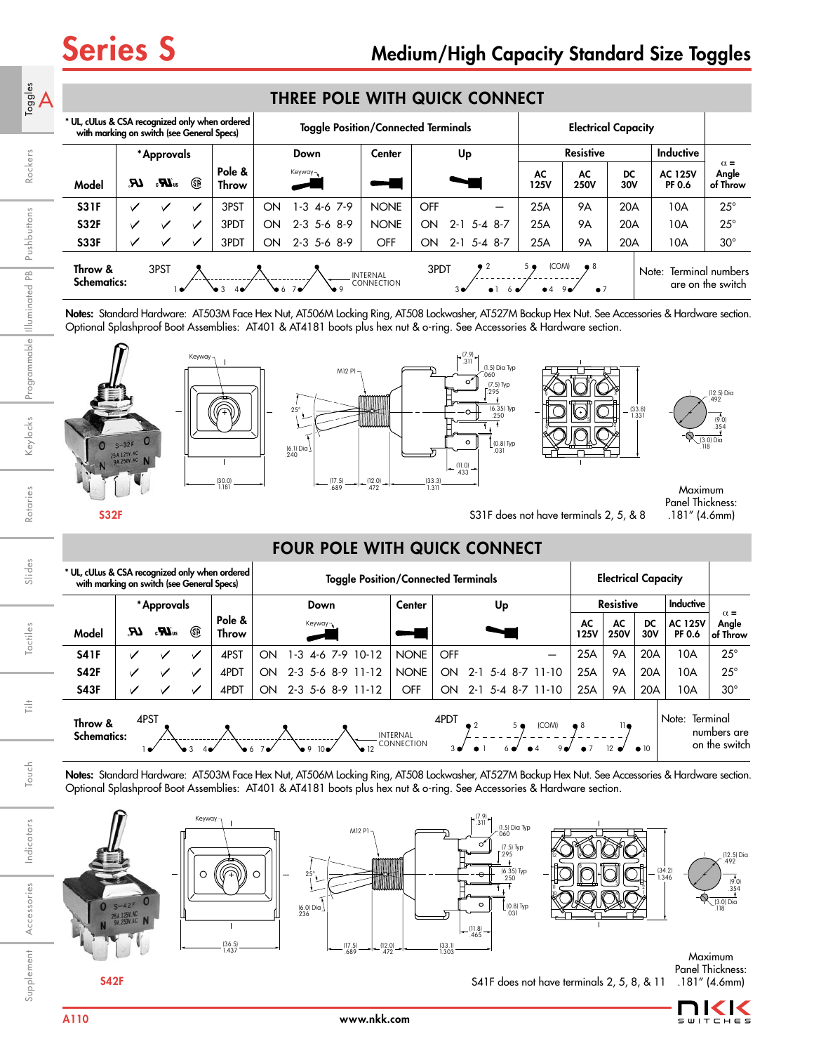# Series S

## Medium/High Capacity Standard Size Toggles

### THREE POLE WITH QUICK CONNECT

| Model | UL | cULus | CSA | Pole & Throw | Down | Center | Up | AC 125V | AC 250V | DC 30V | AC 125V PF 0.6 | α = Angle of Throw |
|---|---|---|---|---|---|---|---|---|---|---|---|---|
| | *Approvals | | | | Toggle Position/Connected Terminals | | | Electrical Capacity: Resistive | | | Inductive | |
| S31F | ✓ | ✓ | ✓ | 3PST | ON 1-3 4-6 7-9 | NONE | OFF — | 25A | 9A | 20A | 10A | 25° |
| S32F | ✓ | ✓ | ✓ | 3PDT | ON 2-3 5-6 8-9 | NONE | ON 2-1 5-4 8-7 | 25A | 9A | 20A | 10A | 25° |
| S33F | ✓ | ✓ | ✓ | 3PDT | ON 2-3 5-6 8-9 | OFF | ON 2-1 5-4 8-7 | 25A | 9A | 20A | 10A | 30° |

* UL, cULus & CSA recognized only when ordered with marking on switch (see General Specs)

Throw & Schematics: 3PST, 3PDT — INTERNAL CONNECTION

Note: Terminal numbers are on the switch

**Notes:** Standard Hardware: AT503M Face Hex Nut, AT506M Locking Ring, AT508 Lockwasher, AT527M Backup Hex Nut. See Accessories & Hardware section. Optional Splashproof Boot Assemblies: AT401 & AT4181 boots plus hex nut & o-ring. See Accessories & Hardware section.

S32F

S31F does not have terminals 2, 5, & 8

Maximum Panel Thickness: .181″ (4.6mm)

### FOUR POLE WITH QUICK CONNECT

| Model | UL | cULus | CSA | Pole & Throw | Down | Center | Up | AC 125V | AC 250V | DC 30V | AC 125V PF 0.6 | α = Angle of Throw |
|---|---|---|---|---|---|---|---|---|---|---|---|---|
| | *Approvals | | | | Toggle Position/Connected Terminals | | | Electrical Capacity: Resistive | | | Inductive | |
| S41F | ✓ | ✓ | ✓ | 4PST | ON 1-3 4-6 7-9 10-12 | NONE | OFF — | 25A | 9A | 20A | 10A | 25° |
| S42F | ✓ | ✓ | ✓ | 4PDT | ON 2-3 5-6 8-9 11-12 | NONE | ON 2-1 5-4 8-7 11-10 | 25A | 9A | 20A | 10A | 25° |
| S43F | ✓ | ✓ | ✓ | 4PDT | ON 2-3 5-6 8-9 11-12 | OFF | ON 2-1 5-4 8-7 11-10 | 25A | 9A | 20A | 10A | 30° |

* UL, cULus & CSA recognized only when ordered with marking on switch (see General Specs)

Throw & Schematics: 4PST, 4PDT — INTERNAL CONNECTION

Note: Terminal numbers are on the switch

**Notes:** Standard Hardware: AT503M Face Hex Nut, AT506M Locking Ring, AT508 Lockwasher, AT527M Backup Hex Nut. See Accessories & Hardware section. Optional Splashproof Boot Assemblies: AT401 & AT4181 boots plus hex nut & o-ring. See Accessories & Hardware section.

S42F

S41F does not have terminals 2, 5, 8, & 11

Maximum Panel Thickness: .181″ (4.6mm)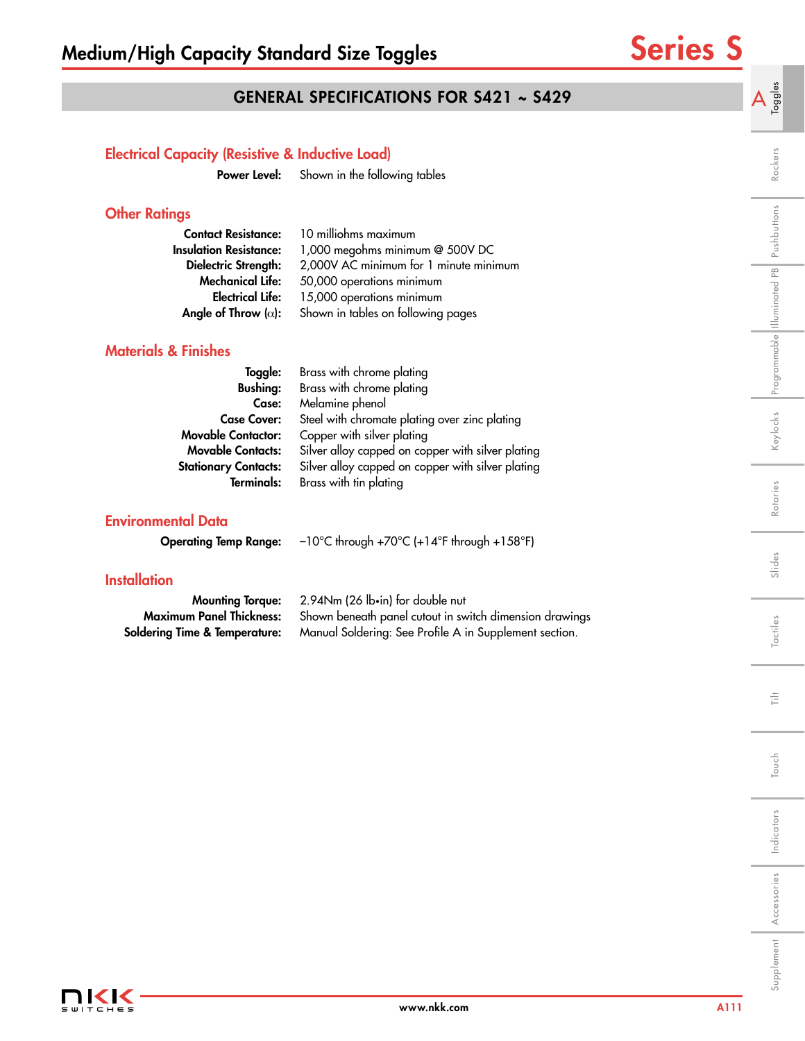# Medium/High Capacity Standard Size Toggles

# Series S

## GENERAL SPECIFICATIONS FOR S421 ~ S429

### Electrical Capacity (Resistive & Inductive Load)

**Power Level:** Shown in the following tables

### Other Ratings

**Contact Resistance:** 10 milliohms maximum
**Insulation Resistance:** 1,000 megohms minimum @ 500V DC
**Dielectric Strength:** 2,000V AC minimum for 1 minute minimum
**Mechanical Life:** 50,000 operations minimum
**Electrical Life:** 15,000 operations minimum
**Angle of Throw ($\alpha$):** Shown in tables on following pages

### Materials & Finishes

**Toggle:** Brass with chrome plating
**Bushing:** Brass with chrome plating
**Case:** Melamine phenol
**Case Cover:** Steel with chromate plating over zinc plating
**Movable Contactor:** Copper with silver plating
**Movable Contacts:** Silver alloy capped on copper with silver plating
**Stationary Contacts:** Silver alloy capped on copper with silver plating
**Terminals:** Brass with tin plating

### Environmental Data

**Operating Temp Range:** –10°C through +70°C (+14°F through +158°F)

### Installation

**Mounting Torque:** 2.94Nm (26 lb•in) for double nut
**Maximum Panel Thickness:** Shown beneath panel cutout in switch dimension drawings
**Soldering Time & Temperature:** Manual Soldering: See Profile A in Supplement section.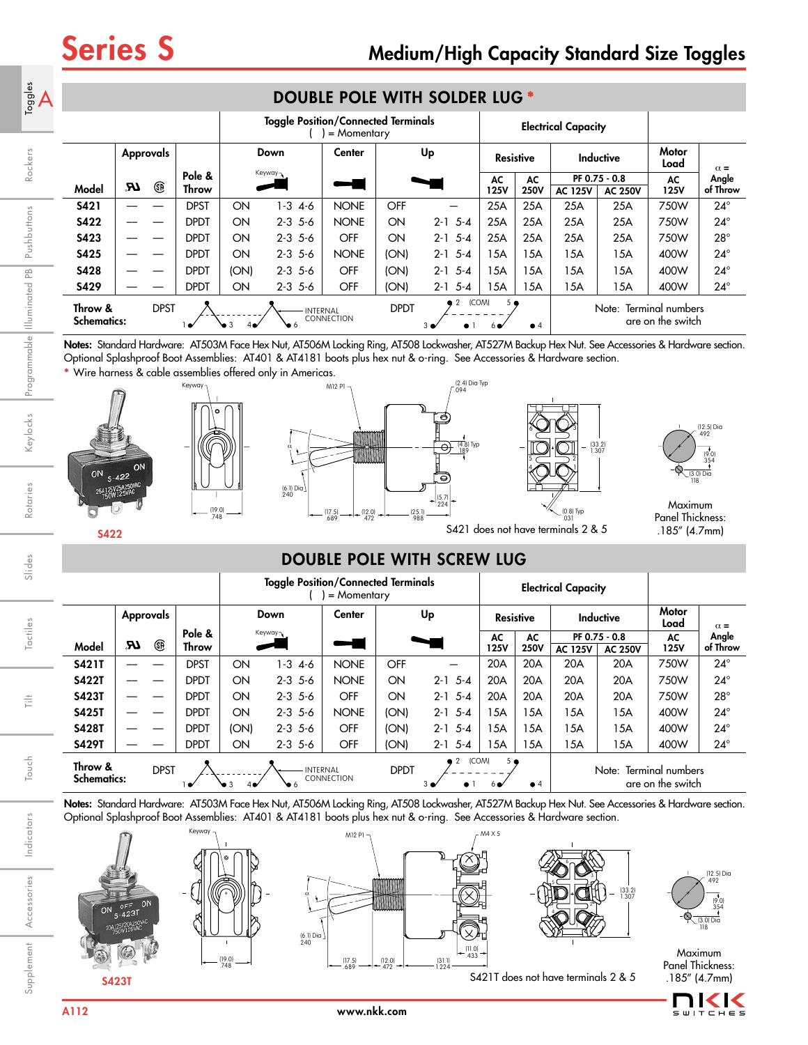# Series S

## Medium/High Capacity Standard Size Toggles

### DOUBLE POLE WITH SOLDER LUG *

| | Approvals | | | Toggle Position/Connected Terminals ( ) = Momentary | | | | | | Electrical Capacity | | | | | |
|---|---|---|---|---|---|---|---|---|---|---|---|---|---|---|---|
| | | | | Down | | Center | Up | | | Resistive | | Inductive | | Motor Load | α = Angle of Throw |
| Model | UL | CSA | Pole & Throw | | | | | | | AC 125V | AC 250V | PF 0.75 - 0.8 AC 125V | AC 250V | AC 125V | |
| S421 | — | — | DPST | ON | 1-3 4-6 | NONE | OFF | — | | 25A | 25A | 25A | 25A | 750W | 24° |
| S422 | — | — | DPDT | ON | 2-3 5-6 | NONE | ON | 2-1 5-4 | | 25A | 25A | 25A | 25A | 750W | 24° |
| S423 | — | — | DPDT | ON | 2-3 5-6 | OFF | ON | 2-1 5-4 | | 25A | 25A | 25A | 25A | 750W | 28° |
| S425 | — | — | DPDT | ON | 2-3 5-6 | NONE | (ON) | 2-1 5-4 | | 15A | 15A | 15A | 15A | 400W | 24° |
| S428 | — | — | DPDT | (ON) | 2-3 5-6 | OFF | (ON) | 2-1 5-4 | | 15A | 15A | 15A | 15A | 400W | 24° |
| S429 | — | — | DPDT | ON | 2-3 5-6 | OFF | (ON) | 2-1 5-4 | | 15A | 15A | 15A | 15A | 400W | 24° |

Throw & Schematics: DPST — INTERNAL CONNECTION; DPDT — 2 (COM) 5. Note: Terminal numbers are on the switch

**Notes:** Standard Hardware: AT503M Face Hex Nut, AT506M Locking Ring, AT508 Lockwasher, AT527M Backup Hex Nut. See Accessories & Hardware section.
Optional Splashproof Boot Assemblies: AT401 & AT4181 boots plus hex nut & o-ring. See Accessories & Hardware section.
* Wire harness & cable assemblies offered only in Americas.

S422

Keyway
M12 P1
(2.4) Dia Typ .094
(4.8) Typ .189
(6.1) Dia .240
(19.0) .748
(17.5) .689
(12.0) .472
(25.1) .988
(5.7) .224
(33.2) 1.307
(0.8) Typ .031
(12.5) Dia .492
(9.0) .354
(3.0) Dia .118

S421 does not have terminals 2 & 5

Maximum Panel Thickness: .185" (4.7mm)

### DOUBLE POLE WITH SCREW LUG

| | Approvals | | | Toggle Position/Connected Terminals ( ) = Momentary | | | | | | Electrical Capacity | | | | | |
|---|---|---|---|---|---|---|---|---|---|---|---|---|---|---|---|
| | | | | Down | | Center | Up | | | Resistive | | Inductive | | Motor Load | α = Angle of Throw |
| Model | UL | CSA | Pole & Throw | | | | | | | AC 125V | AC 250V | PF 0.75 - 0.8 AC 125V | AC 250V | AC 125V | |
| S421T | — | — | DPST | ON | 1-3 4-6 | NONE | OFF | — | | 20A | 20A | 20A | 20A | 750W | 24° |
| S422T | — | — | DPDT | ON | 2-3 5-6 | NONE | ON | 2-1 5-4 | | 20A | 20A | 20A | 20A | 750W | 24° |
| S423T | — | — | DPDT | ON | 2-3 5-6 | OFF | ON | 2-1 5-4 | | 20A | 20A | 20A | 20A | 750W | 28° |
| S425T | — | — | DPDT | ON | 2-3 5-6 | NONE | (ON) | 2-1 5-4 | | 15A | 15A | 15A | 15A | 400W | 24° |
| S428T | — | — | DPDT | (ON) | 2-3 5-6 | OFF | (ON) | 2-1 5-4 | | 15A | 15A | 15A | 15A | 400W | 24° |
| S429T | — | — | DPDT | ON | 2-3 5-6 | OFF | (ON) | 2-1 5-4 | | 15A | 15A | 15A | 15A | 400W | 24° |

Throw & Schematics: DPST — INTERNAL CONNECTION; DPDT — 2 (COM) 5. Note: Terminal numbers are on the switch

**Notes:** Standard Hardware: AT503M Face Hex Nut, AT506M Locking Ring, AT508 Lockwasher, AT527M Backup Hex Nut. See Accessories & Hardware section.
Optional Splashproof Boot Assemblies: AT401 & AT4181 boots plus hex nut & o-ring. See Accessories & Hardware section.

S423T

Keyway
M12 P1
M4 X 5
(6.1) Dia .240
(19.0) .748
(17.5) .689
(12.0) .472
(31.1) 1.224
(11.0) .433
(33.2) 1.307
(12.5) Dia .492
(9.0) .354
(3.0) Dia .118

S421T does not have terminals 2 & 5

Maximum Panel Thickness: .185" (4.7mm)

www.nkk.com